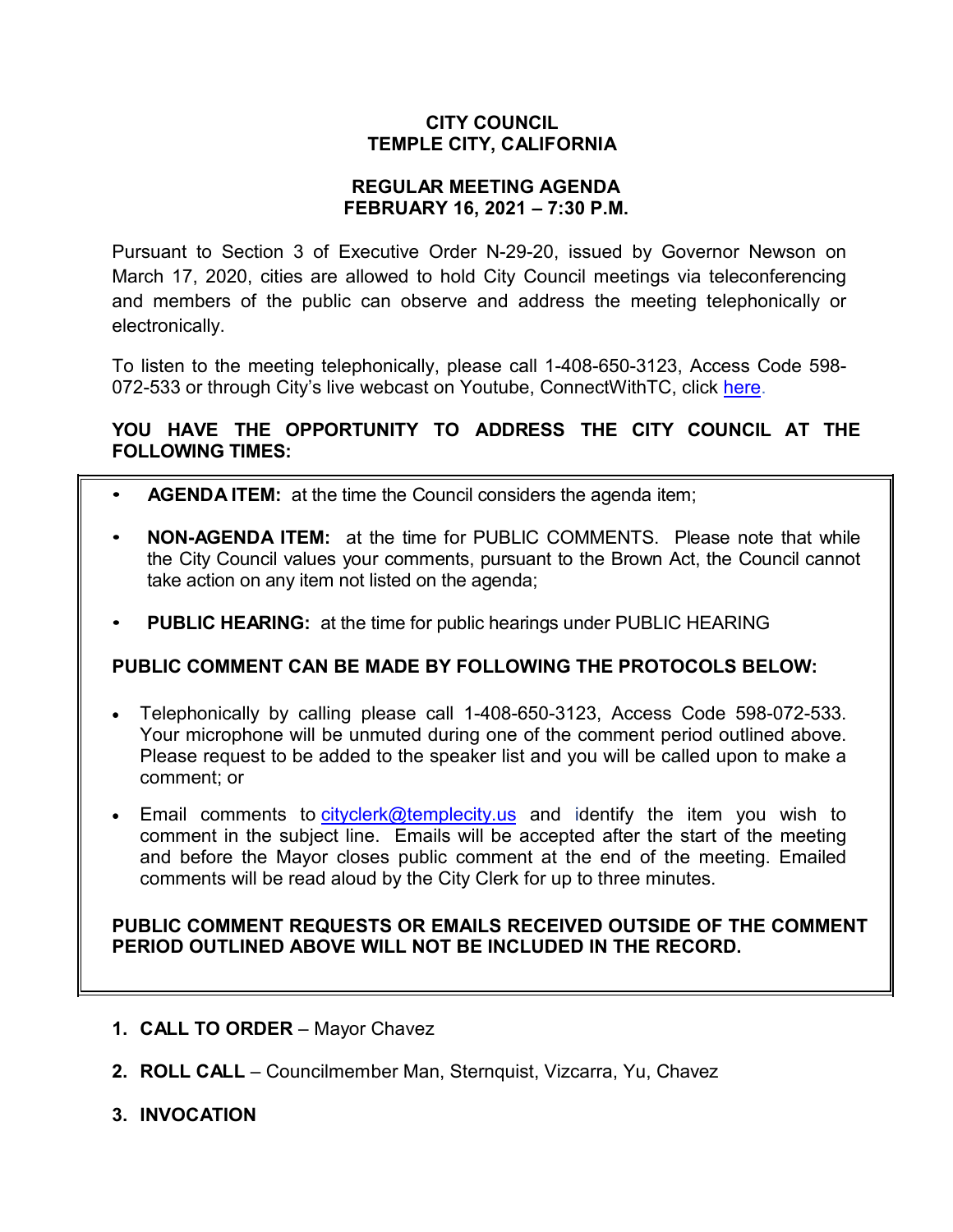**CITY COUNCIL**
**TEMPLE CITY, CALIFORNIA**

**REGULAR MEETING AGENDA**
**FEBRUARY 16, 2021 – 7:30 P.M.**

Pursuant to Section 3 of Executive Order N-29-20, issued by Governor Newson on March 17, 2020, cities are allowed to hold City Council meetings via teleconferencing and members of the public can observe and address the meeting telephonically or electronically.

To listen to the meeting telephonically, please call 1-408-650-3123, Access Code 598-072-533 or through City's live webcast on Youtube, ConnectWithTC, click here.

**YOU HAVE THE OPPORTUNITY TO ADDRESS THE CITY COUNCIL AT THE FOLLOWING TIMES:**

- **AGENDA ITEM:** at the time the Council considers the agenda item;
- **NON-AGENDA ITEM:** at the time for PUBLIC COMMENTS. Please note that while the City Council values your comments, pursuant to the Brown Act, the Council cannot take action on any item not listed on the agenda;
- **PUBLIC HEARING:** at the time for public hearings under PUBLIC HEARING

**PUBLIC COMMENT CAN BE MADE BY FOLLOWING THE PROTOCOLS BELOW:**

- Telephonically by calling please call 1-408-650-3123, Access Code 598-072-533. Your microphone will be unmuted during one of the comment period outlined above. Please request to be added to the speaker list and you will be called upon to make a comment; or
- Email comments to cityclerk@templecity.us and identify the item you wish to comment in the subject line. Emails will be accepted after the start of the meeting and before the Mayor closes public comment at the end of the meeting. Emailed comments will be read aloud by the City Clerk for up to three minutes.

**PUBLIC COMMENT REQUESTS OR EMAILS RECEIVED OUTSIDE OF THE COMMENT PERIOD OUTLINED ABOVE WILL NOT BE INCLUDED IN THE RECORD.**

1. **CALL TO ORDER** – Mayor Chavez
2. **ROLL CALL** – Councilmember Man, Sternquist, Vizcarra, Yu, Chavez
3. **INVOCATION**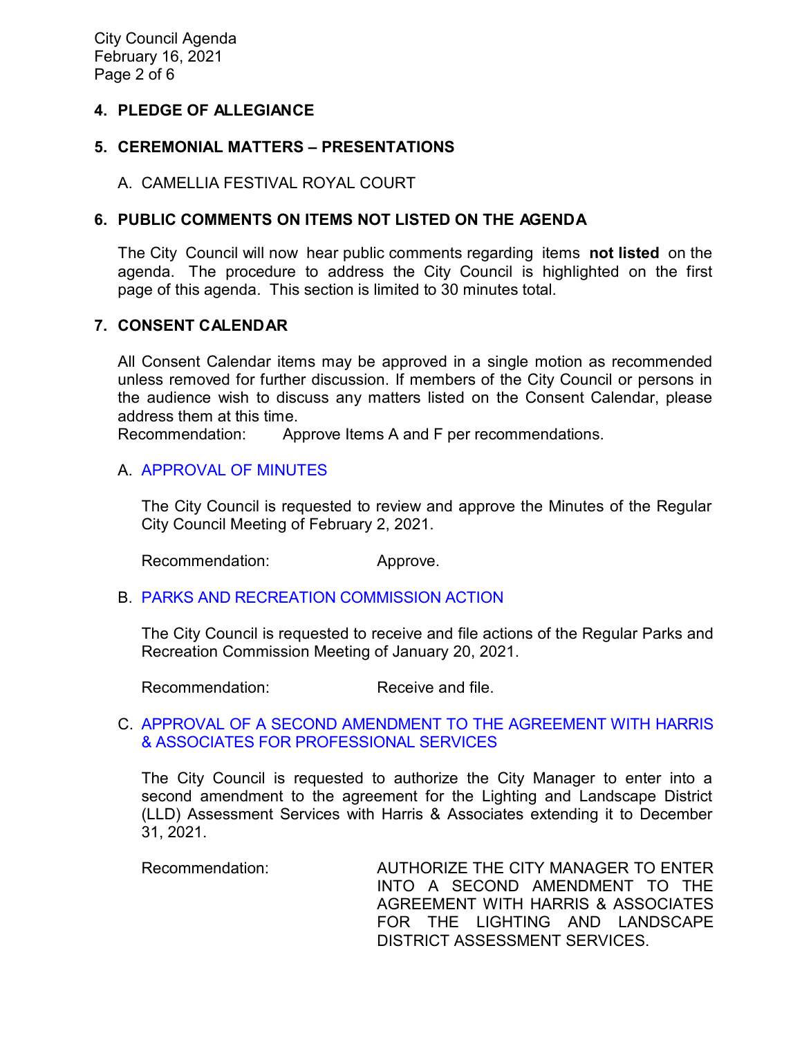## 4. PLEDGE OF ALLEGIANCE

## 5. CEREMONIAL MATTERS – PRESENTATIONS

A. CAMELLIA FESTIVAL ROYAL COURT

## 6. PUBLIC COMMENTS ON ITEMS NOT LISTED ON THE AGENDA

The City Council will now hear public comments regarding items **not listed** on the agenda. The procedure to address the City Council is highlighted on the first page of this agenda. This section is limited to 30 minutes total.

## 7. CONSENT CALENDAR

All Consent Calendar items may be approved in a single motion as recommended unless removed for further discussion. If members of the City Council or persons in the audience wish to discuss any matters listed on the Consent Calendar, please address them at this time.

Recommendation: Approve Items A and F per recommendations.

A. APPROVAL OF MINUTES

The City Council is requested to review and approve the Minutes of the Regular City Council Meeting of February 2, 2021.

Recommendation: Approve.

B. PARKS AND RECREATION COMMISSION ACTION

The City Council is requested to receive and file actions of the Regular Parks and Recreation Commission Meeting of January 20, 2021.

Recommendation: Receive and file.

C. APPROVAL OF A SECOND AMENDMENT TO THE AGREEMENT WITH HARRIS & ASSOCIATES FOR PROFESSIONAL SERVICES

The City Council is requested to authorize the City Manager to enter into a second amendment to the agreement for the Lighting and Landscape District (LLD) Assessment Services with Harris & Associates extending it to December 31, 2021.

Recommendation: AUTHORIZE THE CITY MANAGER TO ENTER INTO A SECOND AMENDMENT TO THE AGREEMENT WITH HARRIS & ASSOCIATES FOR THE LIGHTING AND LANDSCAPE DISTRICT ASSESSMENT SERVICES.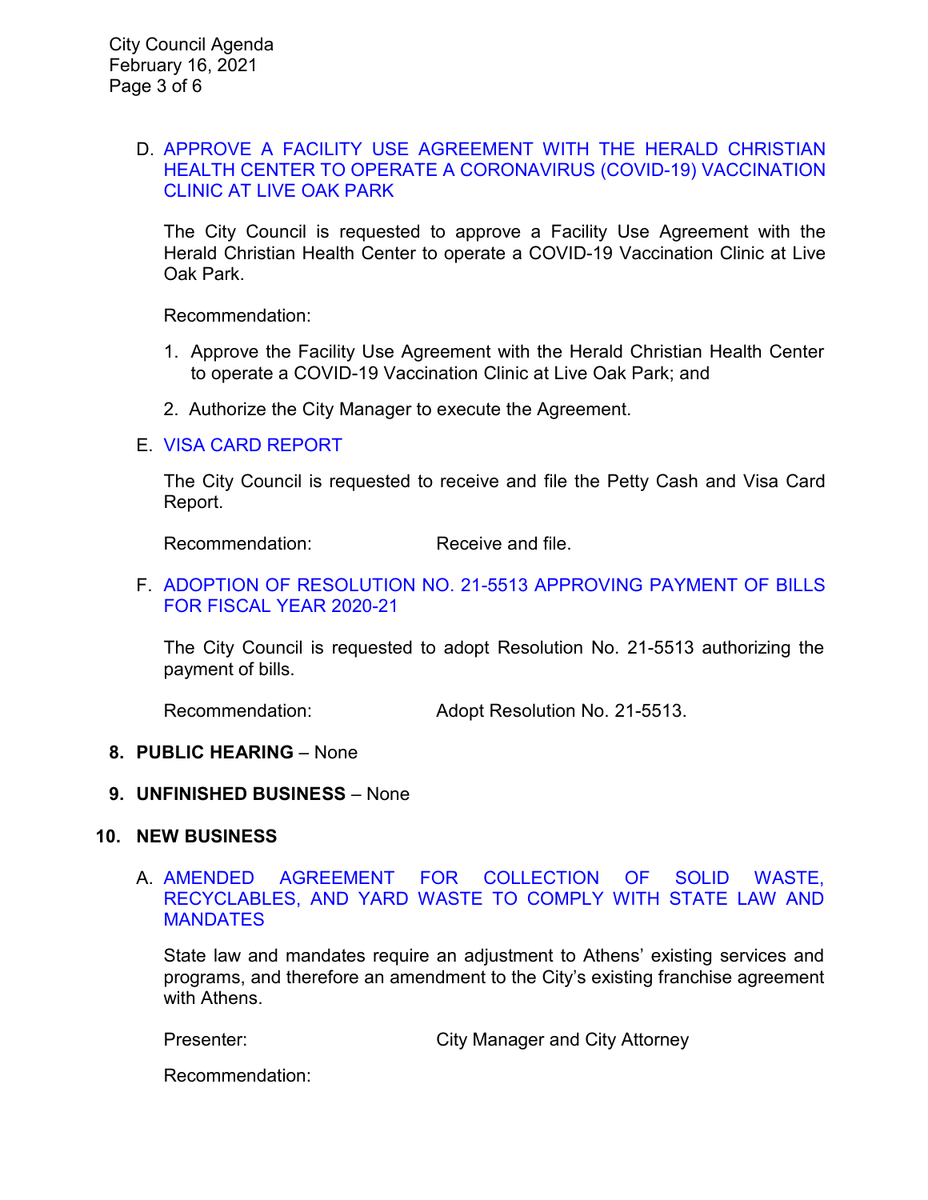D. APPROVE A FACILITY USE AGREEMENT WITH THE HERALD CHRISTIAN HEALTH CENTER TO OPERATE A CORONAVIRUS (COVID-19) VACCINATION CLINIC AT LIVE OAK PARK

The City Council is requested to approve a Facility Use Agreement with the Herald Christian Health Center to operate a COVID-19 Vaccination Clinic at Live Oak Park.

Recommendation:

1. Approve the Facility Use Agreement with the Herald Christian Health Center to operate a COVID-19 Vaccination Clinic at Live Oak Park; and
2. Authorize the City Manager to execute the Agreement.

E. VISA CARD REPORT

The City Council is requested to receive and file the Petty Cash and Visa Card Report.

Recommendation: Receive and file.

F. ADOPTION OF RESOLUTION NO. 21-5513 APPROVING PAYMENT OF BILLS FOR FISCAL YEAR 2020-21

The City Council is requested to adopt Resolution No. 21-5513 authorizing the payment of bills.

Recommendation: Adopt Resolution No. 21-5513.

## 8. PUBLIC HEARING – None

## 9. UNFINISHED BUSINESS – None

## 10. NEW BUSINESS

A. AMENDED AGREEMENT FOR COLLECTION OF SOLID WASTE, RECYCLABLES, AND YARD WASTE TO COMPLY WITH STATE LAW AND MANDATES

State law and mandates require an adjustment to Athens' existing services and programs, and therefore an amendment to the City's existing franchise agreement with Athens.

Presenter: City Manager and City Attorney

Recommendation: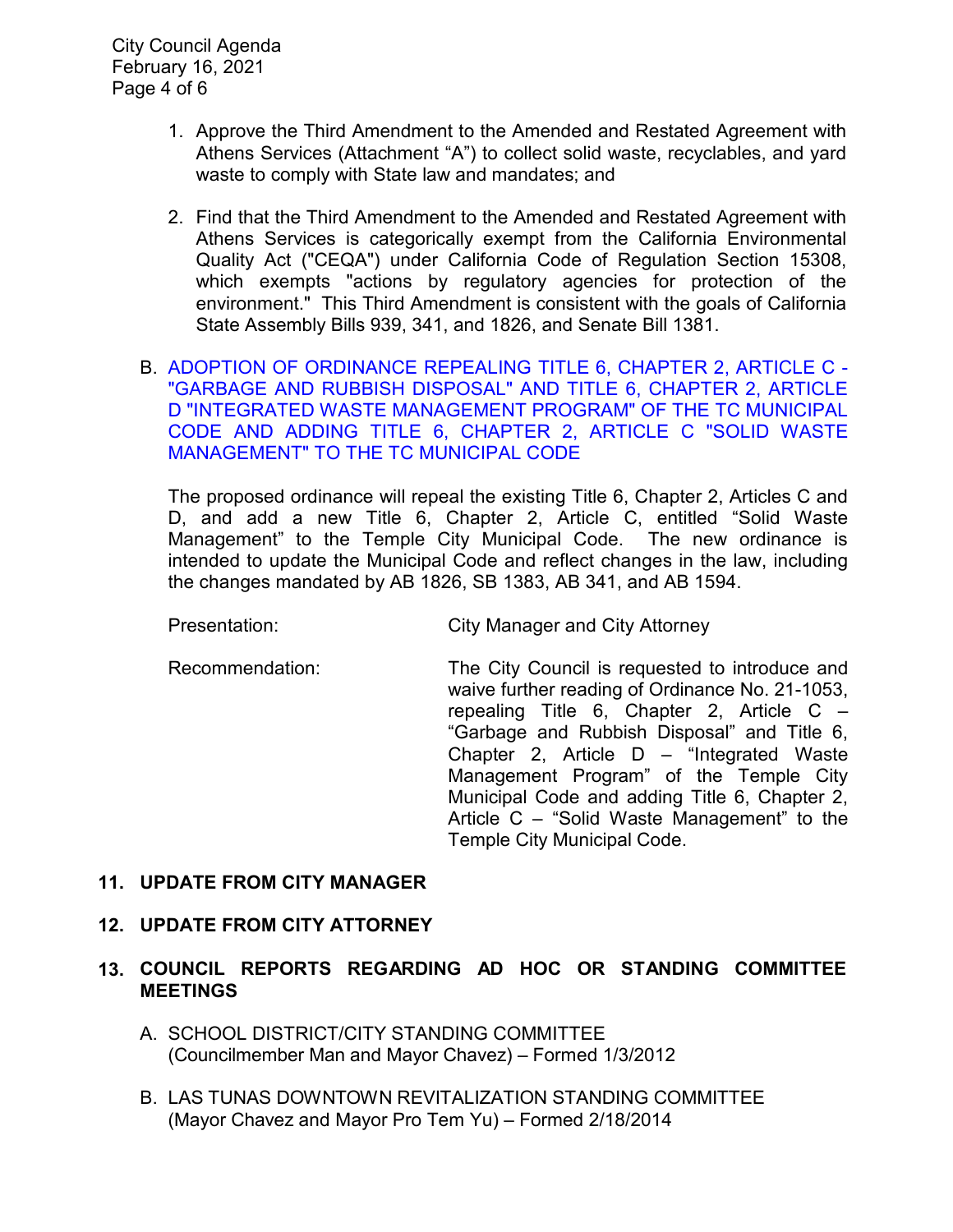1. Approve the Third Amendment to the Amended and Restated Agreement with Athens Services (Attachment "A") to collect solid waste, recyclables, and yard waste to comply with State law and mandates; and

2. Find that the Third Amendment to the Amended and Restated Agreement with Athens Services is categorically exempt from the California Environmental Quality Act ("CEQA") under California Code of Regulation Section 15308, which exempts "actions by regulatory agencies for protection of the environment." This Third Amendment is consistent with the goals of California State Assembly Bills 939, 341, and 1826, and Senate Bill 1381.

B. ADOPTION OF ORDINANCE REPEALING TITLE 6, CHAPTER 2, ARTICLE C - "GARBAGE AND RUBBISH DISPOSAL" AND TITLE 6, CHAPTER 2, ARTICLE D "INTEGRATED WASTE MANAGEMENT PROGRAM" OF THE TC MUNICIPAL CODE AND ADDING TITLE 6, CHAPTER 2, ARTICLE C "SOLID WASTE MANAGEMENT" TO THE TC MUNICIPAL CODE

The proposed ordinance will repeal the existing Title 6, Chapter 2, Articles C and D, and add a new Title 6, Chapter 2, Article C, entitled "Solid Waste Management" to the Temple City Municipal Code. The new ordinance is intended to update the Municipal Code and reflect changes in the law, including the changes mandated by AB 1826, SB 1383, AB 341, and AB 1594.

Presentation: City Manager and City Attorney

Recommendation: The City Council is requested to introduce and waive further reading of Ordinance No. 21-1053, repealing Title 6, Chapter 2, Article C – "Garbage and Rubbish Disposal" and Title 6, Chapter 2, Article D – "Integrated Waste Management Program" of the Temple City Municipal Code and adding Title 6, Chapter 2, Article C – "Solid Waste Management" to the Temple City Municipal Code.

## 11. UPDATE FROM CITY MANAGER

## 12. UPDATE FROM CITY ATTORNEY

## 13. COUNCIL REPORTS REGARDING AD HOC OR STANDING COMMITTEE MEETINGS

A. SCHOOL DISTRICT/CITY STANDING COMMITTEE
(Councilmember Man and Mayor Chavez) – Formed 1/3/2012

B. LAS TUNAS DOWNTOWN REVITALIZATION STANDING COMMITTEE
(Mayor Chavez and Mayor Pro Tem Yu) – Formed 2/18/2014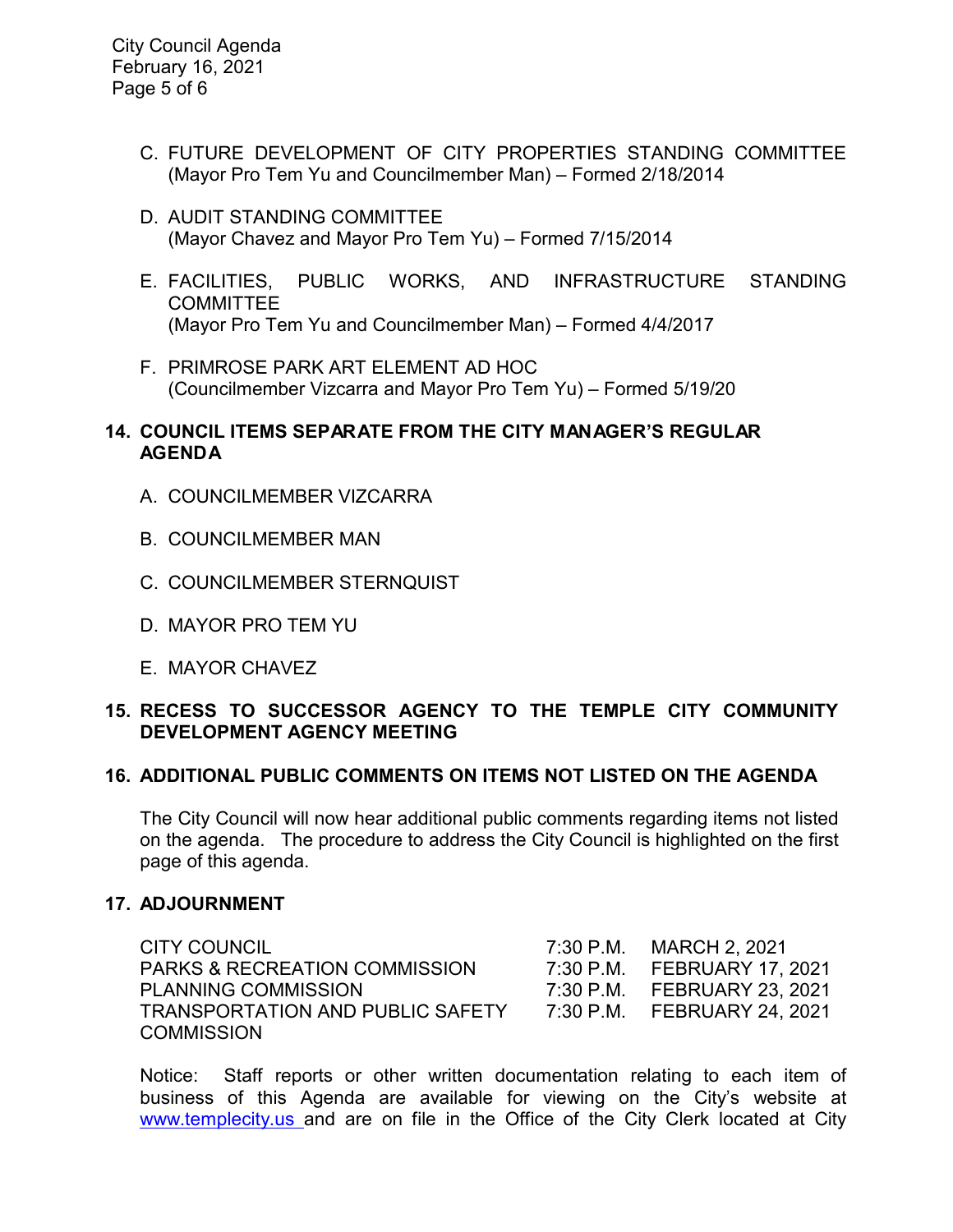C. FUTURE DEVELOPMENT OF CITY PROPERTIES STANDING COMMITTEE
(Mayor Pro Tem Yu and Councilmember Man) – Formed 2/18/2014

D. AUDIT STANDING COMMITTEE
(Mayor Chavez and Mayor Pro Tem Yu) – Formed 7/15/2014

E. FACILITIES, PUBLIC WORKS, AND INFRASTRUCTURE STANDING COMMITTEE
(Mayor Pro Tem Yu and Councilmember Man) – Formed 4/4/2017

F. PRIMROSE PARK ART ELEMENT AD HOC
(Councilmember Vizcarra and Mayor Pro Tem Yu) – Formed 5/19/20

**14. COUNCIL ITEMS SEPARATE FROM THE CITY MANAGER'S REGULAR AGENDA**

A. COUNCILMEMBER VIZCARRA

B. COUNCILMEMBER MAN

C. COUNCILMEMBER STERNQUIST

D. MAYOR PRO TEM YU

E. MAYOR CHAVEZ

**15. RECESS TO SUCCESSOR AGENCY TO THE TEMPLE CITY COMMUNITY DEVELOPMENT AGENCY MEETING**

**16. ADDITIONAL PUBLIC COMMENTS ON ITEMS NOT LISTED ON THE AGENDA**

The City Council will now hear additional public comments regarding items not listed on the agenda. The procedure to address the City Council is highlighted on the first page of this agenda.

**17. ADJOURNMENT**

| | | |
|---|---|---|
| CITY COUNCIL | 7:30 P.M. | MARCH 2, 2021 |
| PARKS & RECREATION COMMISSION | 7:30 P.M. | FEBRUARY 17, 2021 |
| PLANNING COMMISSION | 7:30 P.M. | FEBRUARY 23, 2021 |
| TRANSPORTATION AND PUBLIC SAFETY COMMISSION | 7:30 P.M. | FEBRUARY 24, 2021 |

Notice: Staff reports or other written documentation relating to each item of business of this Agenda are available for viewing on the City's website at www.templecity.us and are on file in the Office of the City Clerk located at City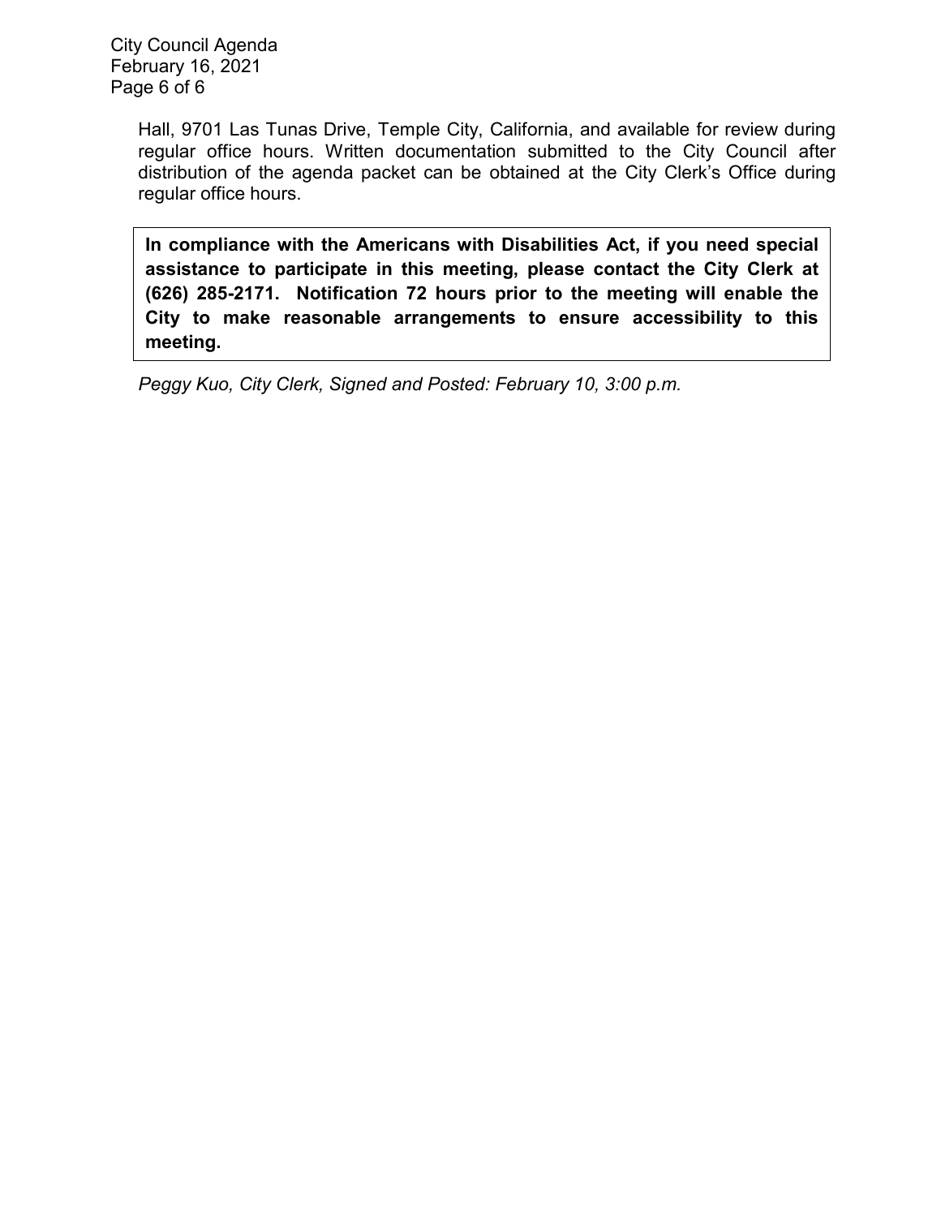Hall, 9701 Las Tunas Drive, Temple City, California, and available for review during regular office hours. Written documentation submitted to the City Council after distribution of the agenda packet can be obtained at the City Clerk's Office during regular office hours.

**In compliance with the Americans with Disabilities Act, if you need special assistance to participate in this meeting, please contact the City Clerk at (626) 285-2171. Notification 72 hours prior to the meeting will enable the City to make reasonable arrangements to ensure accessibility to this meeting.**

*Peggy Kuo, City Clerk, Signed and Posted: February 10, 3:00 p.m.*